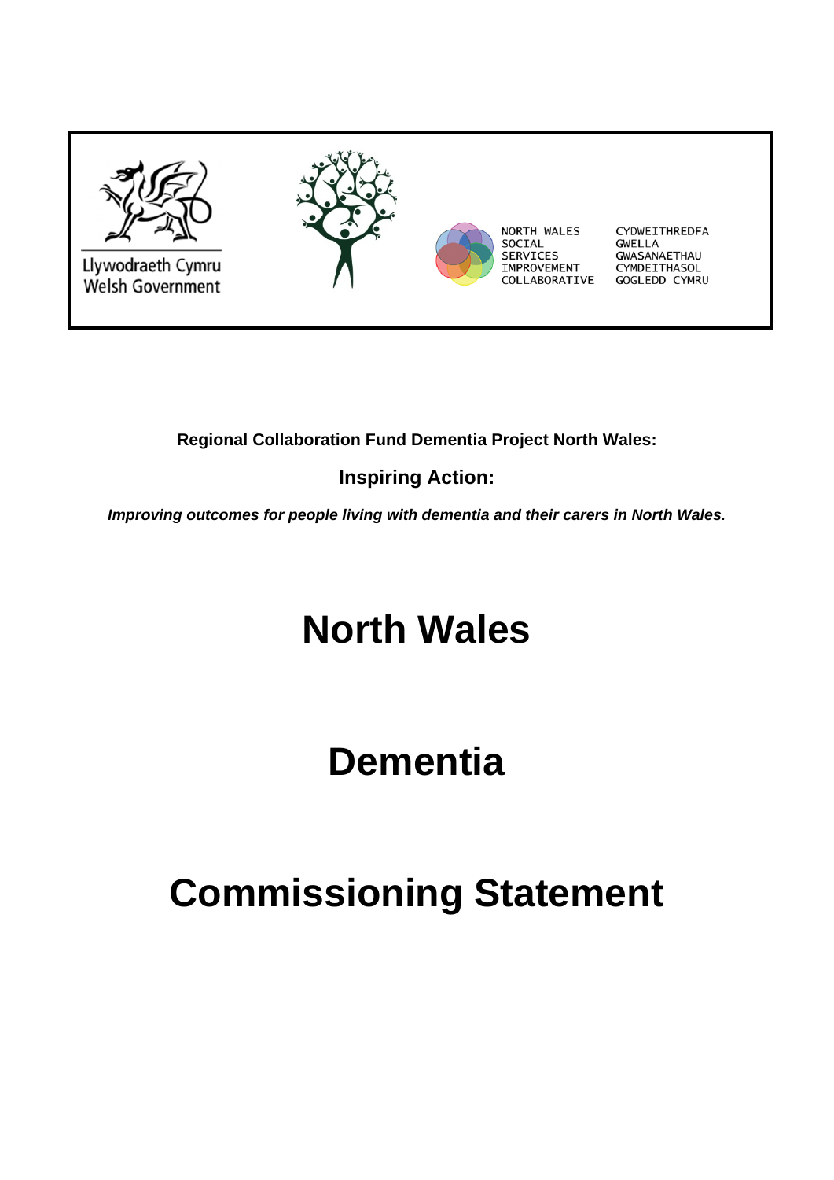Llywodraeth Cymru
Welsh Government

NORTH WALES SOCIAL SERVICES IMPROVEMENT COLLABORATIVE

CYDWEITHREDFA GWELLA GWASANAETHAU CYMDEITHASOL GOGLEDD CYMRU

**Regional Collaboration Fund Dementia Project North Wales:**

**Inspiring Action:**

***Improving outcomes for people living with dementia and their carers in North Wales.***

# North Wales

# Dementia

# Commissioning Statement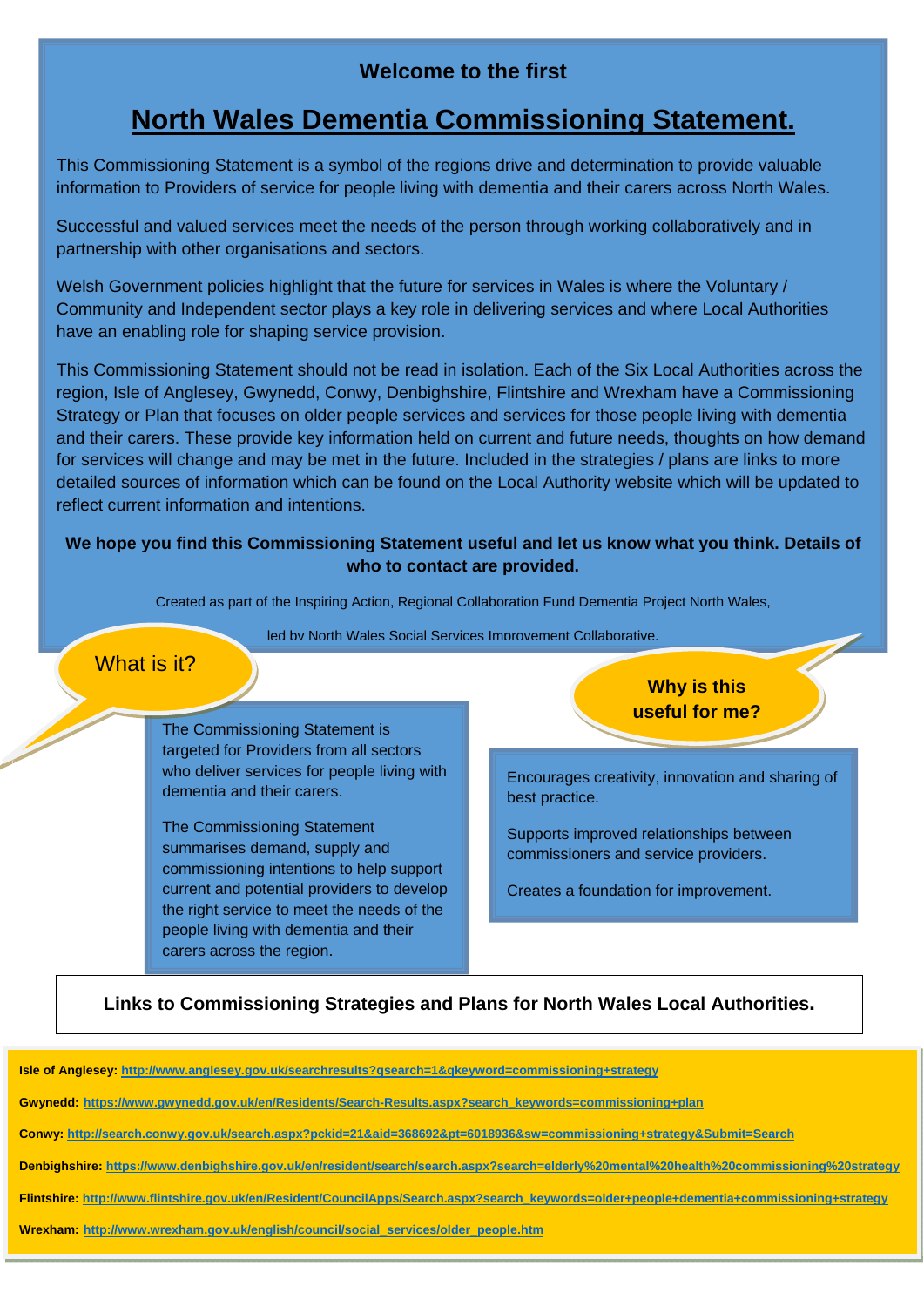**Welcome to the first**

# North Wales Dementia Commissioning Statement.

This Commissioning Statement is a symbol of the regions drive and determination to provide valuable information to Providers of service for people living with dementia and their carers across North Wales.

Successful and valued services meet the needs of the person through working collaboratively and in partnership with other organisations and sectors.

Welsh Government policies highlight that the future for services in Wales is where the Voluntary / Community and Independent sector plays a key role in delivering services and where Local Authorities have an enabling role for shaping service provision.

This Commissioning Statement should not be read in isolation. Each of the Six Local Authorities across the region, Isle of Anglesey, Gwynedd, Conwy, Denbighshire, Flintshire and Wrexham have a Commissioning Strategy or Plan that focuses on older people services and services for those people living with dementia and their carers. These provide key information held on current and future needs, thoughts on how demand for services will change and may be met in the future. Included in the strategies / plans are links to more detailed sources of information which can be found on the Local Authority website which will be updated to reflect current information and intentions.

**We hope you find this Commissioning Statement useful and let us know what you think. Details of who to contact are provided.**

Created as part of the Inspiring Action, Regional Collaboration Fund Dementia Project North Wales,

led by North Wales Social Services Improvement Collaborative.

## What is it?

The Commissioning Statement is targeted for Providers from all sectors who deliver services for people living with dementia and their carers.

The Commissioning Statement summarises demand, supply and commissioning intentions to help support current and potential providers to develop the right service to meet the needs of the people living with dementia and their carers across the region.

## Why is this useful for me?

Encourages creativity, innovation and sharing of best practice.

Supports improved relationships between commissioners and service providers.

Creates a foundation for improvement.

## Links to Commissioning Strategies and Plans for North Wales Local Authorities.

**Isle of Anglesey:** http://www.anglesey.gov.uk/searchresults?qsearch=1&qkeyword=commissioning+strategy

**Gwynedd:** https://www.gwynedd.gov.uk/en/Residents/Search-Results.aspx?search_keywords=commissioning+plan

**Conwy:** http://search.conwy.gov.uk/search.aspx?pckid=21&aid=368692&pt=6018936&sw=commissioning+strategy&Submit=Search

**Denbighshire:** https://www.denbighshire.gov.uk/en/resident/search/search.aspx?search=elderly%20mental%20health%20commissioning%20strategy

**Flintshire:** http://www.flintshire.gov.uk/en/Resident/CouncilApps/Search.aspx?search_keywords=older+people+dementia+commissioning+strategy

**Wrexham:** http://www.wrexham.gov.uk/english/council/social_services/older_people.htm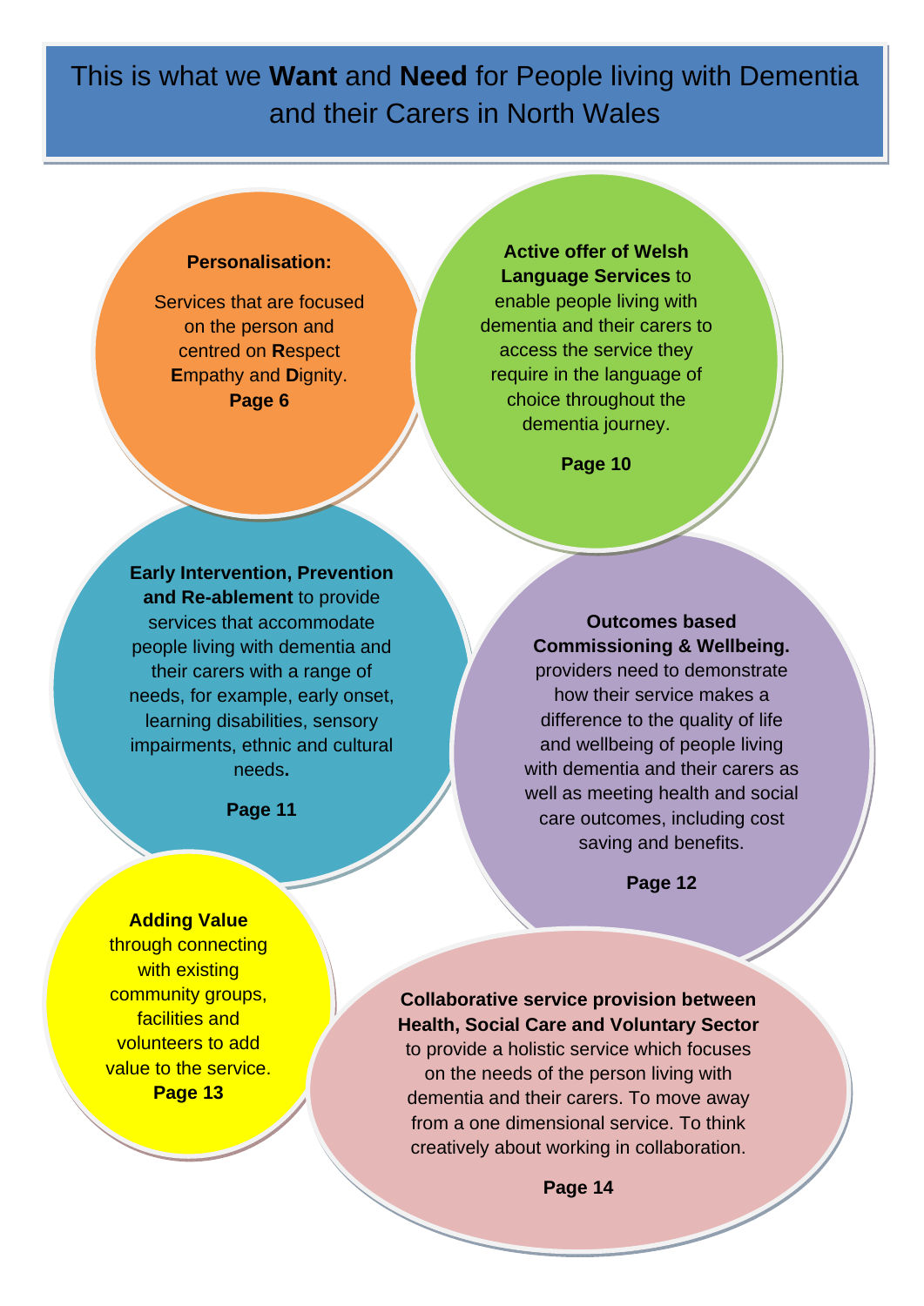# This is what we **Want** and **Need** for People living with Dementia and their Carers in North Wales

**Personalisation:**

Services that are focused on the person and centred on **R**espect **E**mpathy and **D**ignity.
**Page 6**

**Active offer of Welsh Language Services** to enable people living with dementia and their carers to access the service they require in the language of choice throughout the dementia journey.

**Page 10**

**Early Intervention, Prevention and Re-ablement** to provide services that accommodate people living with dementia and their carers with a range of needs, for example, early onset, learning disabilities, sensory impairments, ethnic and cultural needs**.**

**Page 11**

**Outcomes based Commissioning & Wellbeing.** providers need to demonstrate how their service makes a difference to the quality of life and wellbeing of people living with dementia and their carers as well as meeting health and social care outcomes, including cost saving and benefits.

**Page 12**

**Adding Value** through connecting with existing community groups, facilities and volunteers to add value to the service.
**Page 13**

**Collaborative service provision between Health, Social Care and Voluntary Sector** to provide a holistic service which focuses on the needs of the person living with dementia and their carers. To move away from a one dimensional service. To think creatively about working in collaboration.

**Page 14**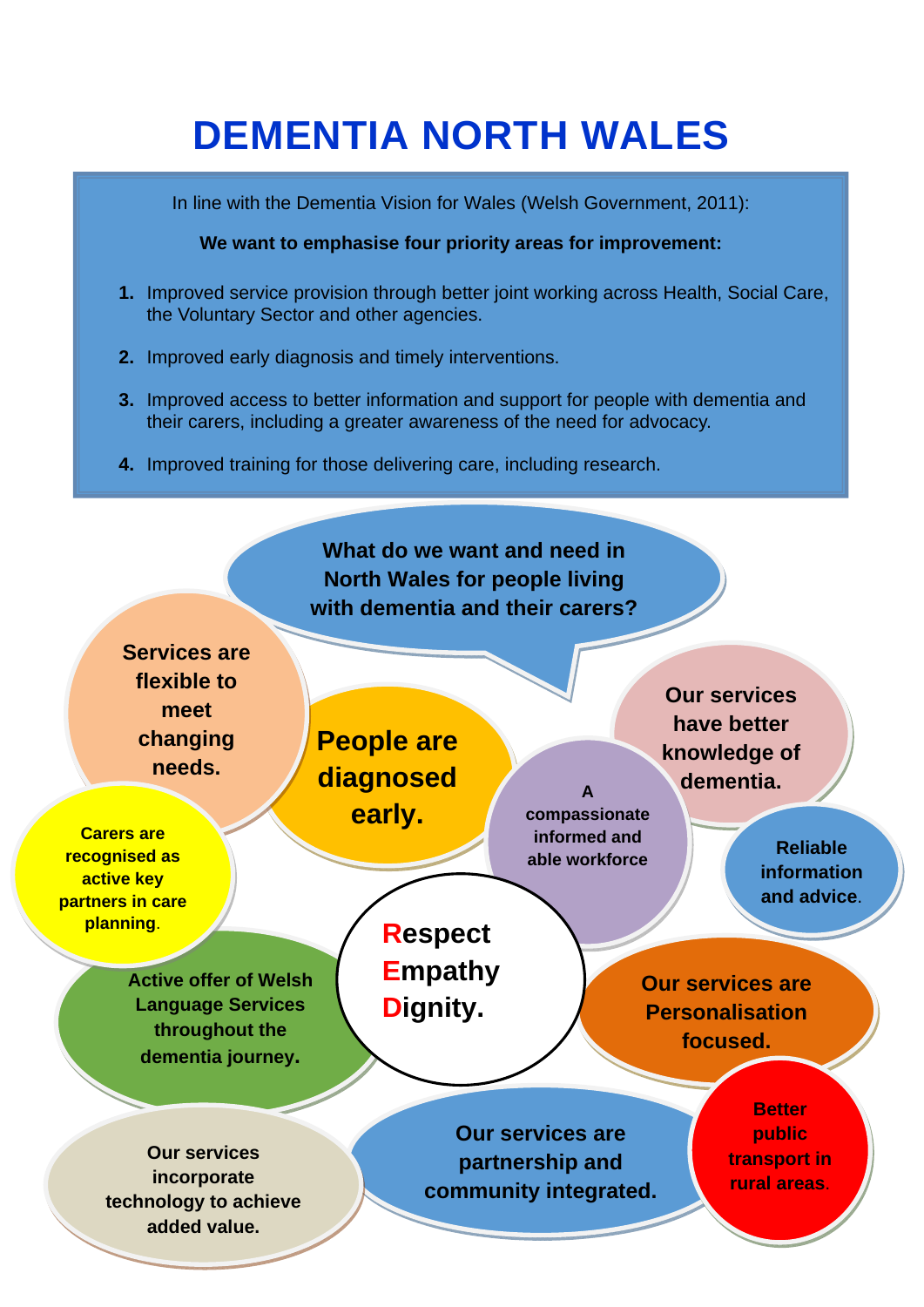# DEMENTIA NORTH WALES

In line with the Dementia Vision for Wales (Welsh Government, 2011):

**We want to emphasise four priority areas for improvement:**

1. Improved service provision through better joint working across Health, Social Care, the Voluntary Sector and other agencies.
2. Improved early diagnosis and timely interventions.
3. Improved access to better information and support for people with dementia and their carers, including a greater awareness of the need for advocacy.
4. Improved training for those delivering care, including research.

**What do we want and need in North Wales for people living with dementia and their carers?**

- **Services are flexible to meet changing needs.**
- **People are diagnosed early.**
- **A compassionate informed and able workforce**
- **Our services have better knowledge of dementia.**
- **Reliable information and advice.**
- **Carers are recognised as active key partners in care planning.**
- **Respect Empathy Dignity.**
- **Active offer of Welsh Language Services throughout the dementia journey.**
- **Our services are Personalisation focused.**
- **Our services incorporate technology to achieve added value.**
- **Our services are partnership and community integrated.**
- **Better public transport in rural areas.**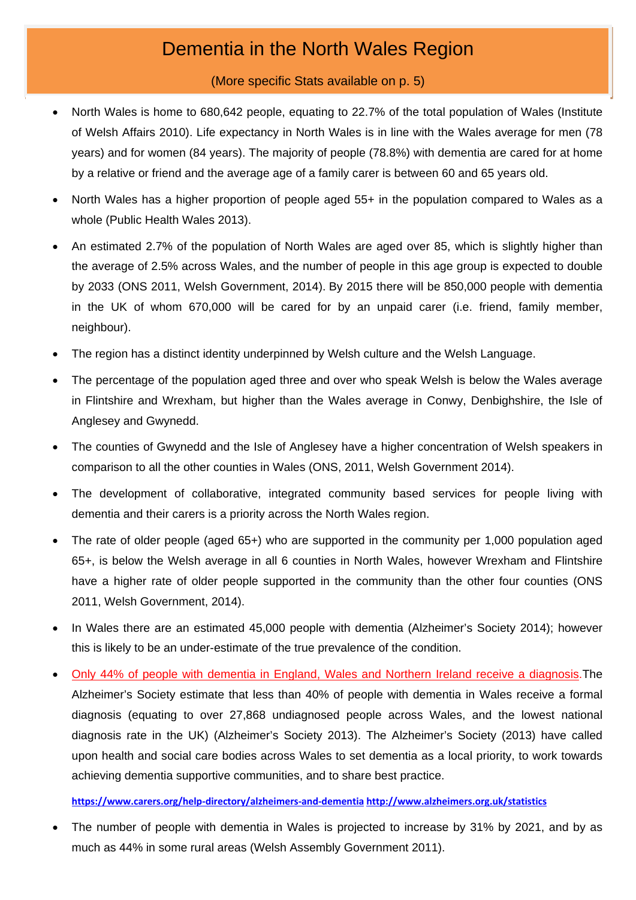# Dementia in the North Wales Region

(More specific Stats available on p. 5)

- North Wales is home to 680,642 people, equating to 22.7% of the total population of Wales (Institute of Welsh Affairs 2010). Life expectancy in North Wales is in line with the Wales average for men (78 years) and for women (84 years). The majority of people (78.8%) with dementia are cared for at home by a relative or friend and the average age of a family carer is between 60 and 65 years old.
- North Wales has a higher proportion of people aged 55+ in the population compared to Wales as a whole (Public Health Wales 2013).
- An estimated 2.7% of the population of North Wales are aged over 85, which is slightly higher than the average of 2.5% across Wales, and the number of people in this age group is expected to double by 2033 (ONS 2011, Welsh Government, 2014). By 2015 there will be 850,000 people with dementia in the UK of whom 670,000 will be cared for by an unpaid carer (i.e. friend, family member, neighbour).
- The region has a distinct identity underpinned by Welsh culture and the Welsh Language.
- The percentage of the population aged three and over who speak Welsh is below the Wales average in Flintshire and Wrexham, but higher than the Wales average in Conwy, Denbighshire, the Isle of Anglesey and Gwynedd.
- The counties of Gwynedd and the Isle of Anglesey have a higher concentration of Welsh speakers in comparison to all the other counties in Wales (ONS, 2011, Welsh Government 2014).
- The development of collaborative, integrated community based services for people living with dementia and their carers is a priority across the North Wales region.
- The rate of older people (aged 65+) who are supported in the community per 1,000 population aged 65+, is below the Welsh average in all 6 counties in North Wales, however Wrexham and Flintshire have a higher rate of older people supported in the community than the other four counties (ONS 2011, Welsh Government, 2014).
- In Wales there are an estimated 45,000 people with dementia (Alzheimer's Society 2014); however this is likely to be an under-estimate of the true prevalence of the condition.
- Only 44% of people with dementia in England, Wales and Northern Ireland receive a diagnosis. The Alzheimer's Society estimate that less than 40% of people with dementia in Wales receive a formal diagnosis (equating to over 27,868 undiagnosed people across Wales, and the lowest national diagnosis rate in the UK) (Alzheimer's Society 2013). The Alzheimer's Society (2013) have called upon health and social care bodies across Wales to set dementia as a local priority, to work towards achieving dementia supportive communities, and to share best practice.

  **https://www.carers.org/help-directory/alzheimers-and-dementia http://www.alzheimers.org.uk/statistics**

- The number of people with dementia in Wales is projected to increase by 31% by 2021, and by as much as 44% in some rural areas (Welsh Assembly Government 2011).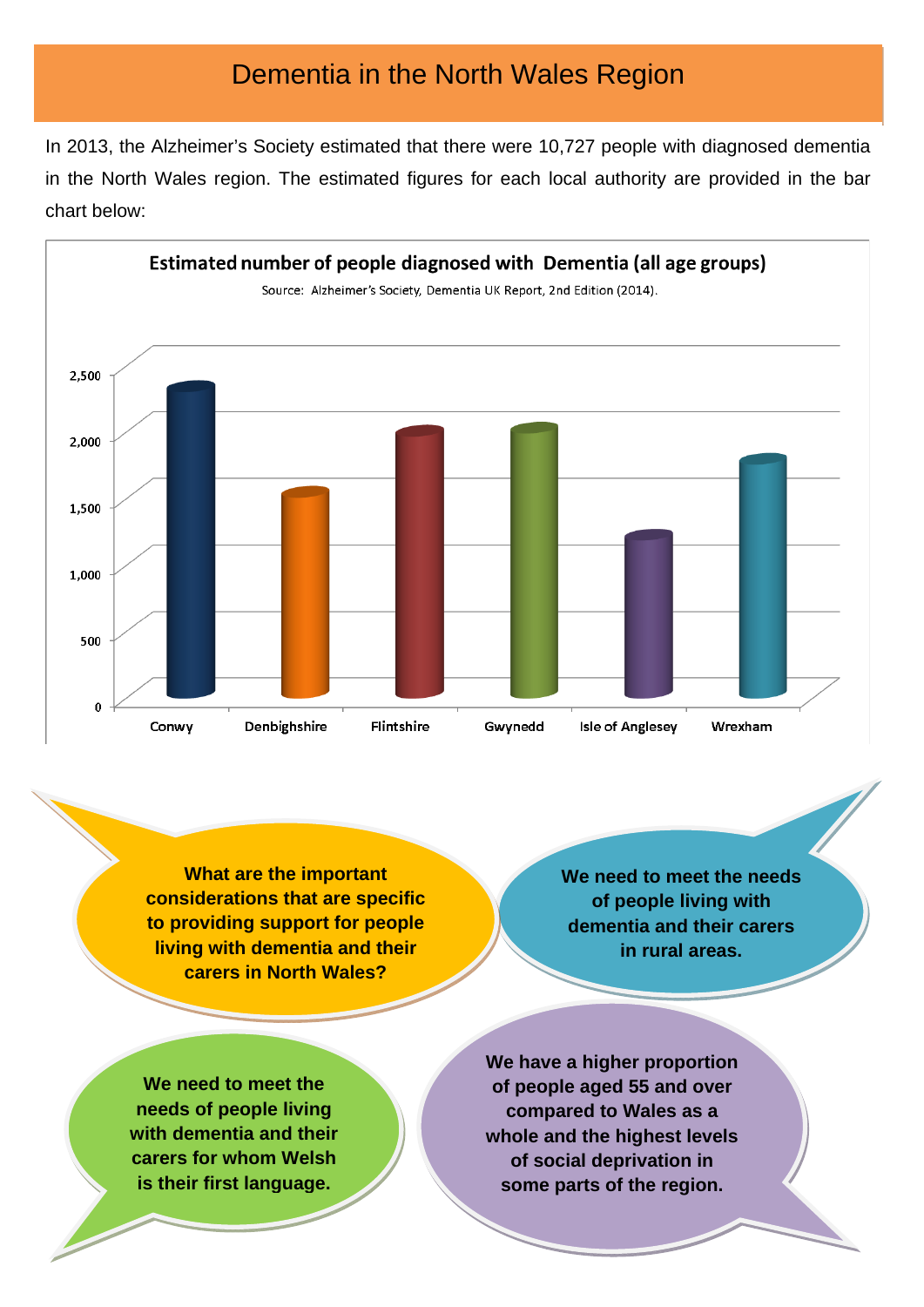# Dementia in the North Wales Region

In 2013, the Alzheimer's Society estimated that there were 10,727 people with diagnosed dementia in the North Wales region. The estimated figures for each local authority are provided in the bar chart below:

**Estimated number of people diagnosed with Dementia (all age groups)**

Source: Alzheimer's Society, Dementia UK Report, 2nd Edition (2014).

**What are the important considerations that are specific to providing support for people living with dementia and their carers in North Wales?**

**We need to meet the needs of people living with dementia and their carers in rural areas.**

**We need to meet the needs of people living with dementia and their carers for whom Welsh is their first language.**

**We have a higher proportion of people aged 55 and over compared to Wales as a whole and the highest levels of social deprivation in some parts of the region.**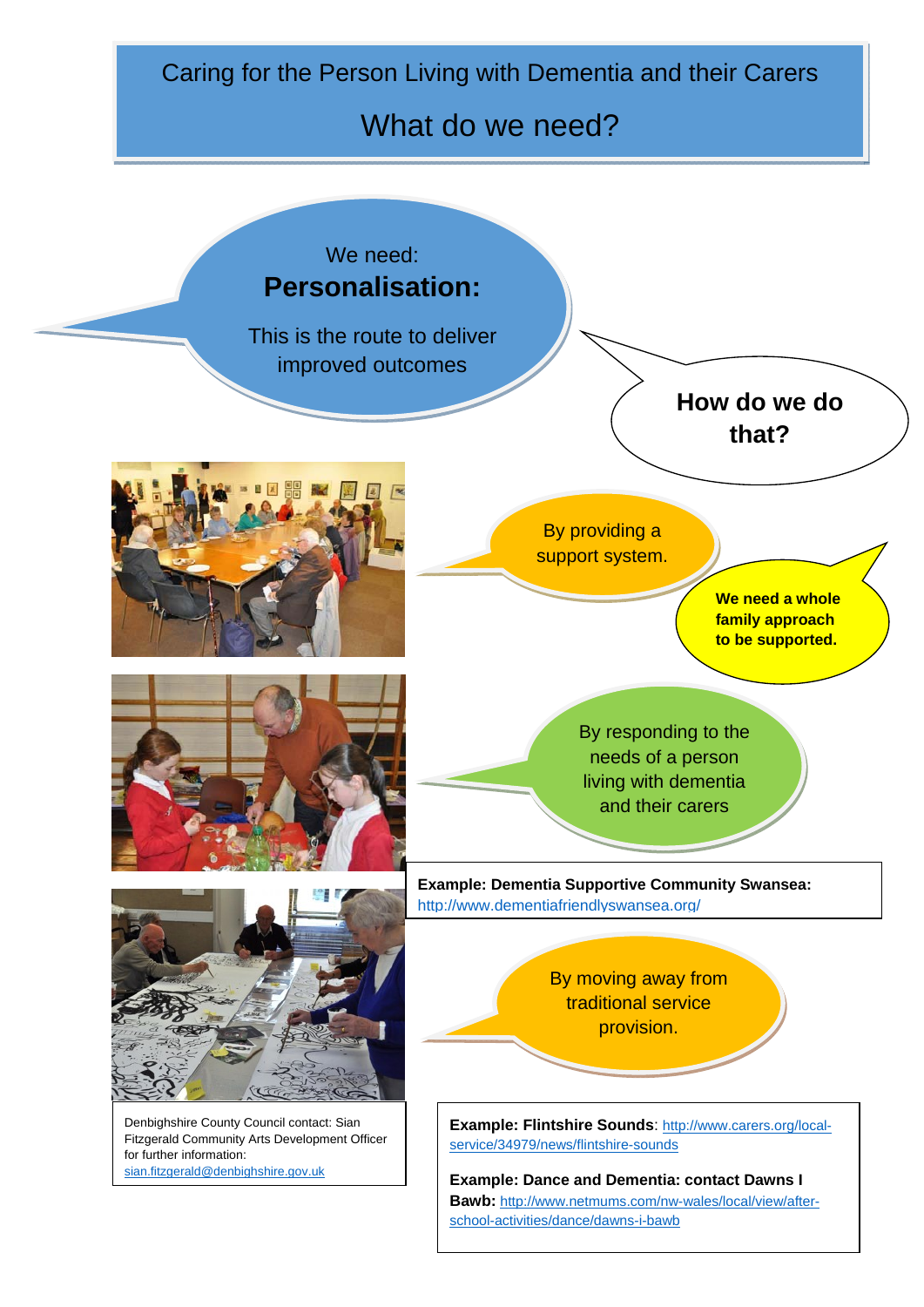# Caring for the Person Living with Dementia and their Carers

## What do we need?

We need:

**Personalisation:**

This is the route to deliver improved outcomes

**How do we do that?**

By providing a support system.

**We need a whole family approach to be supported.**

By responding to the needs of a person living with dementia and their carers

**Example: Dementia Supportive Community Swansea:** http://www.dementiafriendlyswansea.org/

By moving away from traditional service provision.

Denbighshire County Council contact: Sian Fitzgerald Community Arts Development Officer for further information: sian.fitzgerald@denbighshire.gov.uk

**Example: Flintshire Sounds**: http://www.carers.org/local-service/34979/news/flintshire-sounds

**Example: Dance and Dementia: contact Dawns I Bawb:** http://www.netmums.com/nw-wales/local/view/after-school-activities/dance/dawns-i-bawb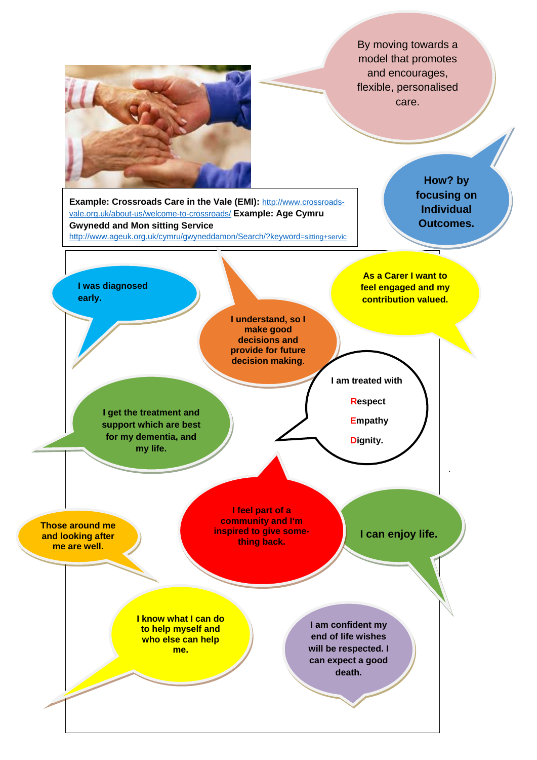By moving towards a model that promotes and encourages, flexible, personalised care.

**How? by focusing on Individual Outcomes.**

**Example: Crossroads Care in the Vale (EMI):** http://www.crossroads-vale.org.uk/about-us/welcome-to-crossroads/ **Example: Age Cymru Gwynedd and Mon sitting Service** http://www.ageuk.org.uk/cymru/gwyneddamon/Search/?keyword=sitting+servic

**I was diagnosed early.**

**I understand, so I make good decisions and provide for future decision making.**

**As a Carer I want to feel engaged and my contribution valued.**

**I get the treatment and support which are best for my dementia, and my life.**

**I am treated with**

**Respect**

**Empathy**

**Dignity.**

**Those around me and looking after me are well.**

**I feel part of a community and I'm inspired to give something back.**

**I can enjoy life.**

**I know what I can do to help myself and who else can help me.**

**I am confident my end of life wishes will be respected. I can expect a good death.**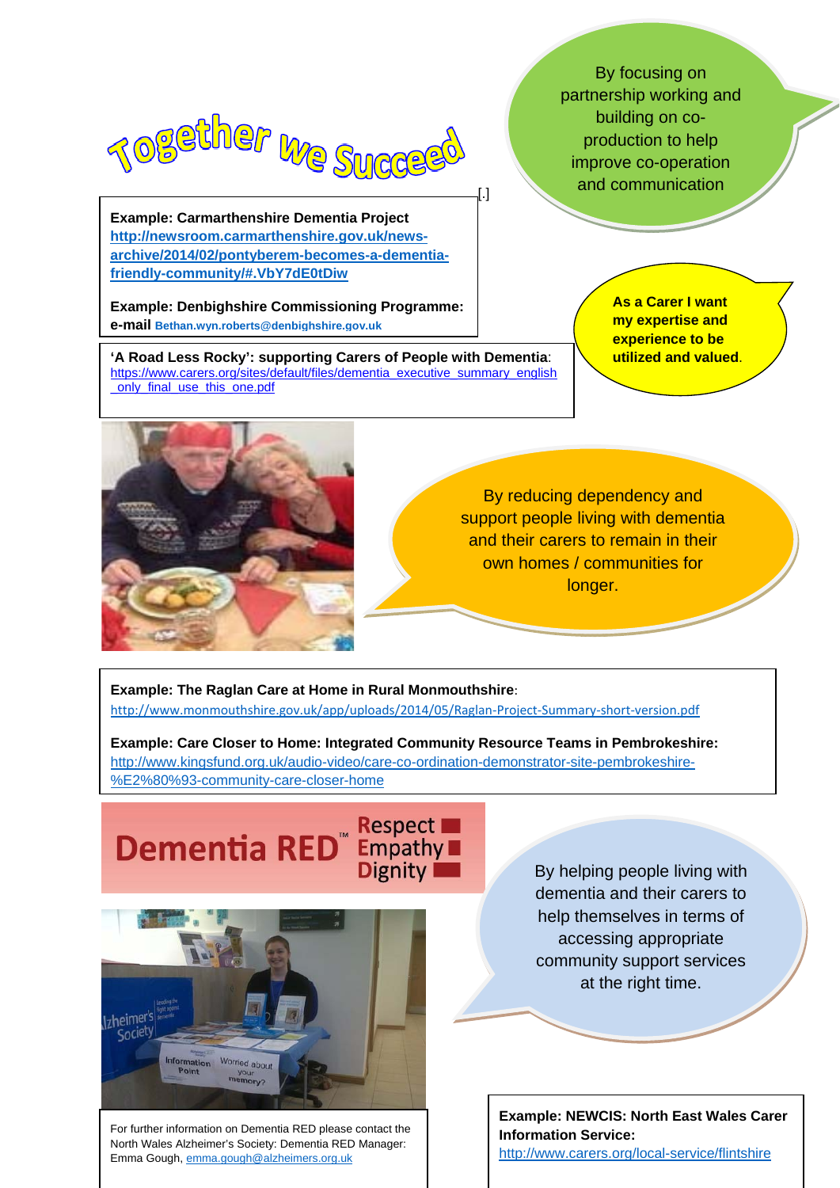# Together We Succeed

By focusing on partnership working and building on co-production to help improve co-operation and communication

[.]

**Example: Carmarthenshire Dementia Project**
http://newsroom.carmarthenshire.gov.uk/news-archive/2014/02/pontyberem-becomes-a-dementia-friendly-community/#.VbY7dE0tDiw

**Example: Denbighshire Commissioning Programme: e-mail** Bethan.wyn.roberts@denbighshire.gov.uk

**'A Road Less Rocky': supporting Carers of People with Dementia**:
https://www.carers.org/sites/default/files/dementia_executive_summary_english_only_final_use_this_one.pdf

**As a Carer I want my expertise and experience to be utilized and valued.**

By reducing dependency and support people living with dementia and their carers to remain in their own homes / communities for longer.

**Example: The Raglan Care at Home in Rural Monmouthshire**:
http://www.monmouthshire.gov.uk/app/uploads/2014/05/Raglan-Project-Summary-short-version.pdf

**Example: Care Closer to Home: Integrated Community Resource Teams in Pembrokeshire:**
http://www.kingsfund.org.uk/audio-video/care-co-ordination-demonstrator-site-pembrokeshire-%E2%80%93-community-care-closer-home

Dementia RED™ Respect Empathy Dignity

By helping people living with dementia and their carers to help themselves in terms of accessing appropriate community support services at the right time.

For further information on Dementia RED please contact the North Wales Alzheimer's Society: Dementia RED Manager: Emma Gough, emma.gough@alzheimers.org.uk

**Example: NEWCIS: North East Wales Carer Information Service:**
http://www.carers.org/local-service/flintshire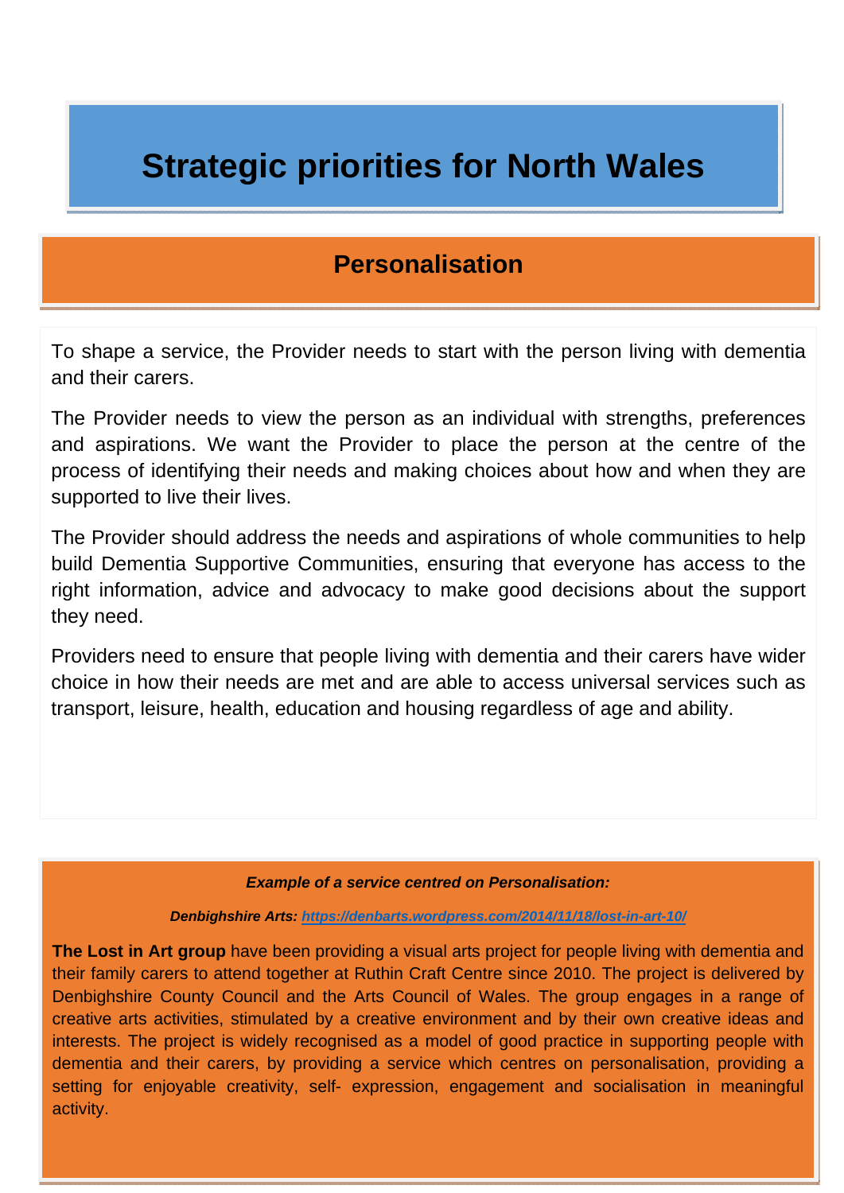# Strategic priorities for North Wales

## Personalisation

To shape a service, the Provider needs to start with the person living with dementia and their carers.

The Provider needs to view the person as an individual with strengths, preferences and aspirations. We want the Provider to place the person at the centre of the process of identifying their needs and making choices about how and when they are supported to live their lives.

The Provider should address the needs and aspirations of whole communities to help build Dementia Supportive Communities, ensuring that everyone has access to the right information, advice and advocacy to make good decisions about the support they need.

Providers need to ensure that people living with dementia and their carers have wider choice in how their needs are met and are able to access universal services such as transport, leisure, health, education and housing regardless of age and ability.

***Example of a service centred on Personalisation:***

***Denbighshire Arts: [https://denbarts.wordpress.com/2014/11/18/lost-in-art-10/](https://denbarts.wordpress.com/2014/11/18/lost-in-art-10/)***

**The Lost in Art group** have been providing a visual arts project for people living with dementia and their family carers to attend together at Ruthin Craft Centre since 2010. The project is delivered by Denbighshire County Council and the Arts Council of Wales. The group engages in a range of creative arts activities, stimulated by a creative environment and by their own creative ideas and interests. The project is widely recognised as a model of good practice in supporting people with dementia and their carers, by providing a service which centres on personalisation, providing a setting for enjoyable creativity, self- expression, engagement and socialisation in meaningful activity.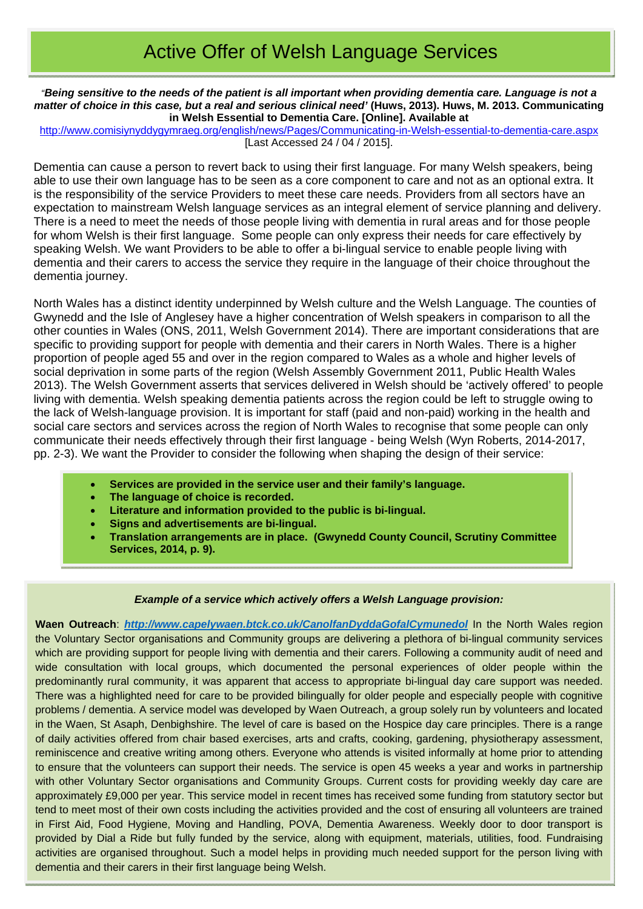# Active Offer of Welsh Language Services

*"**Being sensitive to the needs of the patient is all important when providing dementia care. Language is not a matter of choice in this case, but a real and serious clinical need'*** **(Huws, 2013). Huws, M. 2013. Communicating in Welsh Essential to Dementia Care. [Online]. Available at** http://www.comisiynyddygymraeg.org/english/news/Pages/Communicating-in-Welsh-essential-to-dementia-care.aspx [Last Accessed 24 / 04 / 2015].

Dementia can cause a person to revert back to using their first language. For many Welsh speakers, being able to use their own language has to be seen as a core component to care and not as an optional extra. It is the responsibility of the service Providers to meet these care needs. Providers from all sectors have an expectation to mainstream Welsh language services as an integral element of service planning and delivery. There is a need to meet the needs of those people living with dementia in rural areas and for those people for whom Welsh is their first language. Some people can only express their needs for care effectively by speaking Welsh. We want Providers to be able to offer a bi-lingual service to enable people living with dementia and their carers to access the service they require in the language of their choice throughout the dementia journey.

North Wales has a distinct identity underpinned by Welsh culture and the Welsh Language. The counties of Gwynedd and the Isle of Anglesey have a higher concentration of Welsh speakers in comparison to all the other counties in Wales (ONS, 2011, Welsh Government 2014). There are important considerations that are specific to providing support for people with dementia and their carers in North Wales. There is a higher proportion of people aged 55 and over in the region compared to Wales as a whole and higher levels of social deprivation in some parts of the region (Welsh Assembly Government 2011, Public Health Wales 2013). The Welsh Government asserts that services delivered in Welsh should be 'actively offered' to people living with dementia. Welsh speaking dementia patients across the region could be left to struggle owing to the lack of Welsh-language provision. It is important for staff (paid and non-paid) working in the health and social care sectors and services across the region of North Wales to recognise that some people can only communicate their needs effectively through their first language - being Welsh (Wyn Roberts, 2014-2017, pp. 2-3). We want the Provider to consider the following when shaping the design of their service:

- **Services are provided in the service user and their family's language.**
- **The language of choice is recorded.**
- **Literature and information provided to the public is bi-lingual.**
- **Signs and advertisements are bi-lingual.**
- **Translation arrangements are in place. (Gwynedd County Council, Scrutiny Committee Services, 2014, p. 9).**

***Example of a service which actively offers a Welsh Language provision:***

**Waen Outreach**: ***http://www.capelywaen.btck.co.uk/CanolfanDyddaGofalCymunedol*** In the North Wales region the Voluntary Sector organisations and Community groups are delivering a plethora of bi-lingual community services which are providing support for people living with dementia and their carers. Following a community audit of need and wide consultation with local groups, which documented the personal experiences of older people within the predominantly rural community, it was apparent that access to appropriate bi-lingual day care support was needed. There was a highlighted need for care to be provided bilingually for older people and especially people with cognitive problems / dementia. A service model was developed by Waen Outreach, a group solely run by volunteers and located in the Waen, St Asaph, Denbighshire. The level of care is based on the Hospice day care principles. There is a range of daily activities offered from chair based exercises, arts and crafts, cooking, gardening, physiotherapy assessment, reminiscence and creative writing among others. Everyone who attends is visited informally at home prior to attending to ensure that the volunteers can support their needs. The service is open 45 weeks a year and works in partnership with other Voluntary Sector organisations and Community Groups. Current costs for providing weekly day care are approximately £9,000 per year. This service model in recent times has received some funding from statutory sector but tend to meet most of their own costs including the activities provided and the cost of ensuring all volunteers are trained in First Aid, Food Hygiene, Moving and Handling, POVA, Dementia Awareness. Weekly door to door transport is provided by Dial a Ride but fully funded by the service, along with equipment, materials, utilities, food. Fundraising activities are organised throughout. Such a model helps in providing much needed support for the person living with dementia and their carers in their first language being Welsh.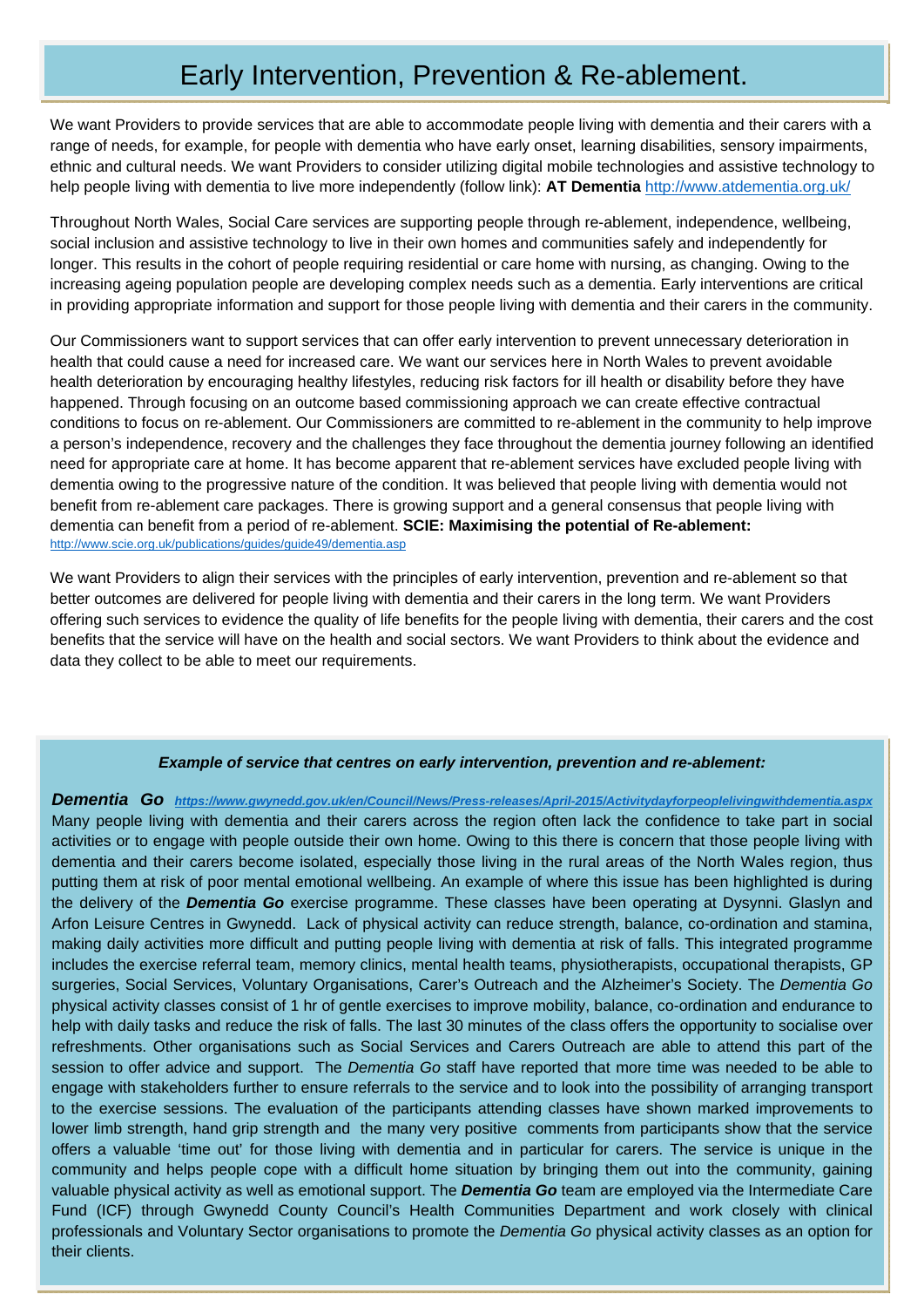# Early Intervention, Prevention & Re-ablement.

We want Providers to provide services that are able to accommodate people living with dementia and their carers with a range of needs, for example, for people with dementia who have early onset, learning disabilities, sensory impairments, ethnic and cultural needs. We want Providers to consider utilizing digital mobile technologies and assistive technology to help people living with dementia to live more independently (follow link): **AT Dementia** http://www.atdementia.org.uk/

Throughout North Wales, Social Care services are supporting people through re-ablement, independence, wellbeing, social inclusion and assistive technology to live in their own homes and communities safely and independently for longer. This results in the cohort of people requiring residential or care home with nursing, as changing. Owing to the increasing ageing population people are developing complex needs such as a dementia. Early interventions are critical in providing appropriate information and support for those people living with dementia and their carers in the community.

Our Commissioners want to support services that can offer early intervention to prevent unnecessary deterioration in health that could cause a need for increased care. We want our services here in North Wales to prevent avoidable health deterioration by encouraging healthy lifestyles, reducing risk factors for ill health or disability before they have happened. Through focusing on an outcome based commissioning approach we can create effective contractual conditions to focus on re-ablement. Our Commissioners are committed to re-ablement in the community to help improve a person's independence, recovery and the challenges they face throughout the dementia journey following an identified need for appropriate care at home. It has become apparent that re-ablement services have excluded people living with dementia owing to the progressive nature of the condition. It was believed that people living with dementia would not benefit from re-ablement care packages. There is growing support and a general consensus that people living with dementia can benefit from a period of re-ablement. **SCIE: Maximising the potential of Re-ablement:** http://www.scie.org.uk/publications/guides/guide49/dementia.asp

We want Providers to align their services with the principles of early intervention, prevention and re-ablement so that better outcomes are delivered for people living with dementia and their carers in the long term. We want Providers offering such services to evidence the quality of life benefits for the people living with dementia, their carers and the cost benefits that the service will have on the health and social sectors. We want Providers to think about the evidence and data they collect to be able to meet our requirements.

***Example of service that centres on early intervention, prevention and re-ablement:***

***Dementia Go*** ***https://www.gwynedd.gov.uk/en/Council/News/Press-releases/April-2015/Activitydayforpeoplelivingwithdementia.aspx***
Many people living with dementia and their carers across the region often lack the confidence to take part in social activities or to engage with people outside their own home. Owing to this there is concern that those people living with dementia and their carers become isolated, especially those living in the rural areas of the North Wales region, thus putting them at risk of poor mental emotional wellbeing. An example of where this issue has been highlighted is during the delivery of the ***Dementia Go*** exercise programme. These classes have been operating at Dysynni. Glaslyn and Arfon Leisure Centres in Gwynedd. Lack of physical activity can reduce strength, balance, co-ordination and stamina, making daily activities more difficult and putting people living with dementia at risk of falls. This integrated programme includes the exercise referral team, memory clinics, mental health teams, physiotherapists, occupational therapists, GP surgeries, Social Services, Voluntary Organisations, Carer's Outreach and the Alzheimer's Society. The *Dementia Go* physical activity classes consist of 1 hr of gentle exercises to improve mobility, balance, co-ordination and endurance to help with daily tasks and reduce the risk of falls. The last 30 minutes of the class offers the opportunity to socialise over refreshments. Other organisations such as Social Services and Carers Outreach are able to attend this part of the session to offer advice and support. The *Dementia Go* staff have reported that more time was needed to be able to engage with stakeholders further to ensure referrals to the service and to look into the possibility of arranging transport to the exercise sessions. The evaluation of the participants attending classes have shown marked improvements to lower limb strength, hand grip strength and the many very positive comments from participants show that the service offers a valuable 'time out' for those living with dementia and in particular for carers. The service is unique in the community and helps people cope with a difficult home situation by bringing them out into the community, gaining valuable physical activity as well as emotional support. The ***Dementia Go*** team are employed via the Intermediate Care Fund (ICF) through Gwynedd County Council's Health Communities Department and work closely with clinical professionals and Voluntary Sector organisations to promote the *Dementia Go* physical activity classes as an option for their clients.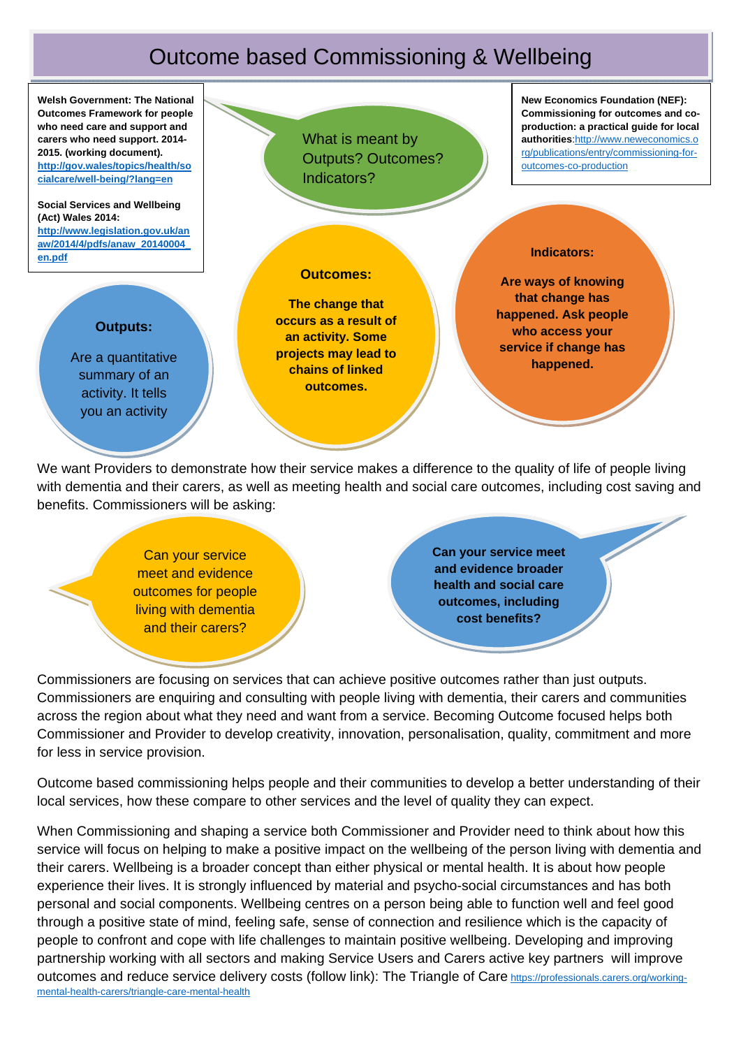# Outcome based Commissioning & Wellbeing

**Welsh Government: The National Outcomes Framework for people who need care and support and carers who need support. 2014-2015. (working document).** **http://gov.wales/topics/health/socialcare/well-being/?lang=en**

**Social Services and Wellbeing (Act) Wales 2014:** **http://www.legislation.gov.uk/anaw/2014/4/pdfs/anaw_20140004_en.pdf**

What is meant by Outputs? Outcomes? Indicators?

**New Economics Foundation (NEF): Commissioning for outcomes and co-production: a practical guide for local authorities**:http://www.neweconomics.org/publications/entry/commissioning-for-outcomes-co-production

**Outputs:**

Are a quantitative summary of an activity. It tells you an activity

**Outcomes:**

**The change that occurs as a result of an activity. Some projects may lead to chains of linked outcomes.**

**Indicators:**

**Are ways of knowing that change has happened. Ask people who access your service if change has happened.**

We want Providers to demonstrate how their service makes a difference to the quality of life of people living with dementia and their carers, as well as meeting health and social care outcomes, including cost saving and benefits. Commissioners will be asking:

Can your service meet and evidence outcomes for people living with dementia and their carers?

**Can your service meet and evidence broader health and social care outcomes, including cost benefits?**

Commissioners are focusing on services that can achieve positive outcomes rather than just outputs. Commissioners are enquiring and consulting with people living with dementia, their carers and communities across the region about what they need and want from a service. Becoming Outcome focused helps both Commissioner and Provider to develop creativity, innovation, personalisation, quality, commitment and more for less in service provision.

Outcome based commissioning helps people and their communities to develop a better understanding of their local services, how these compare to other services and the level of quality they can expect.

When Commissioning and shaping a service both Commissioner and Provider need to think about how this service will focus on helping to make a positive impact on the wellbeing of the person living with dementia and their carers. Wellbeing is a broader concept than either physical or mental health. It is about how people experience their lives. It is strongly influenced by material and psycho-social circumstances and has both personal and social components. Wellbeing centres on a person being able to function well and feel good through a positive state of mind, feeling safe, sense of connection and resilience which is the capacity of people to confront and cope with life challenges to maintain positive wellbeing. Developing and improving partnership working with all sectors and making Service Users and Carers active key partners will improve outcomes and reduce service delivery costs (follow link): The Triangle of Care https://professionals.carers.org/working-mental-health-carers/triangle-care-mental-health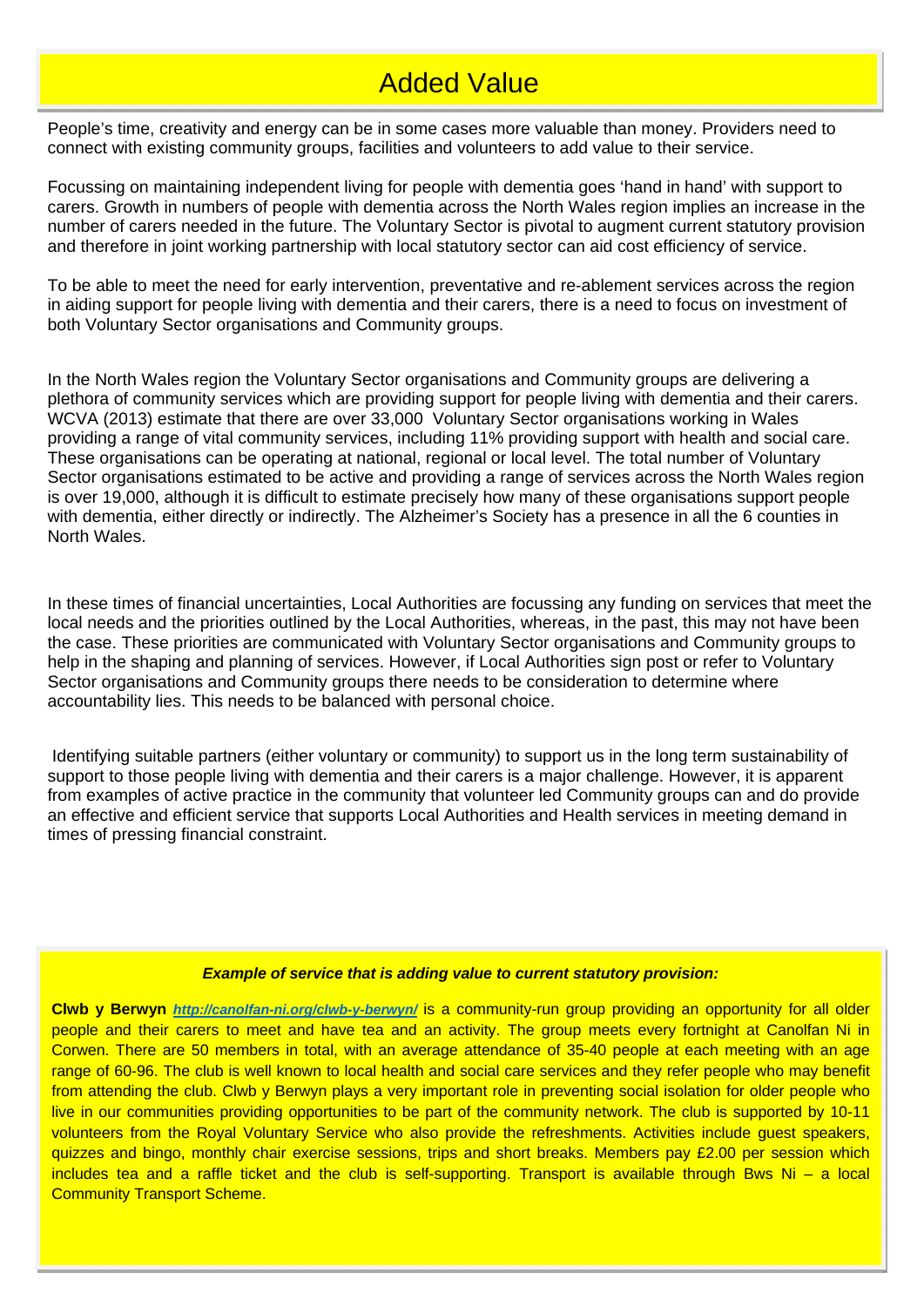# Added Value

People's time, creativity and energy can be in some cases more valuable than money. Providers need to connect with existing community groups, facilities and volunteers to add value to their service.

Focussing on maintaining independent living for people with dementia goes 'hand in hand' with support to carers. Growth in numbers of people with dementia across the North Wales region implies an increase in the number of carers needed in the future. The Voluntary Sector is pivotal to augment current statutory provision and therefore in joint working partnership with local statutory sector can aid cost efficiency of service.

To be able to meet the need for early intervention, preventative and re-ablement services across the region in aiding support for people living with dementia and their carers, there is a need to focus on investment of both Voluntary Sector organisations and Community groups.

In the North Wales region the Voluntary Sector organisations and Community groups are delivering a plethora of community services which are providing support for people living with dementia and their carers. WCVA (2013) estimate that there are over 33,000 Voluntary Sector organisations working in Wales providing a range of vital community services, including 11% providing support with health and social care. These organisations can be operating at national, regional or local level. The total number of Voluntary Sector organisations estimated to be active and providing a range of services across the North Wales region is over 19,000, although it is difficult to estimate precisely how many of these organisations support people with dementia, either directly or indirectly. The Alzheimer's Society has a presence in all the 6 counties in North Wales.

In these times of financial uncertainties, Local Authorities are focussing any funding on services that meet the local needs and the priorities outlined by the Local Authorities, whereas, in the past, this may not have been the case. These priorities are communicated with Voluntary Sector organisations and Community groups to help in the shaping and planning of services. However, if Local Authorities sign post or refer to Voluntary Sector organisations and Community groups there needs to be consideration to determine where accountability lies. This needs to be balanced with personal choice.

Identifying suitable partners (either voluntary or community) to support us in the long term sustainability of support to those people living with dementia and their carers is a major challenge. However, it is apparent from examples of active practice in the community that volunteer led Community groups can and do provide an effective and efficient service that supports Local Authorities and Health services in meeting demand in times of pressing financial constraint.

***Example of service that is adding value to current statutory provision:***

**Clwb y Berwyn** *http://canolfan-ni.org/clwb-y-berwyn/* is a community-run group providing an opportunity for all older people and their carers to meet and have tea and an activity. The group meets every fortnight at Canolfan Ni in Corwen. There are 50 members in total, with an average attendance of 35-40 people at each meeting with an age range of 60-96. The club is well known to local health and social care services and they refer people who may benefit from attending the club. Clwb y Berwyn plays a very important role in preventing social isolation for older people who live in our communities providing opportunities to be part of the community network. The club is supported by 10-11 volunteers from the Royal Voluntary Service who also provide the refreshments. Activities include guest speakers, quizzes and bingo, monthly chair exercise sessions, trips and short breaks. Members pay £2.00 per session which includes tea and a raffle ticket and the club is self-supporting. Transport is available through Bws Ni – a local Community Transport Scheme.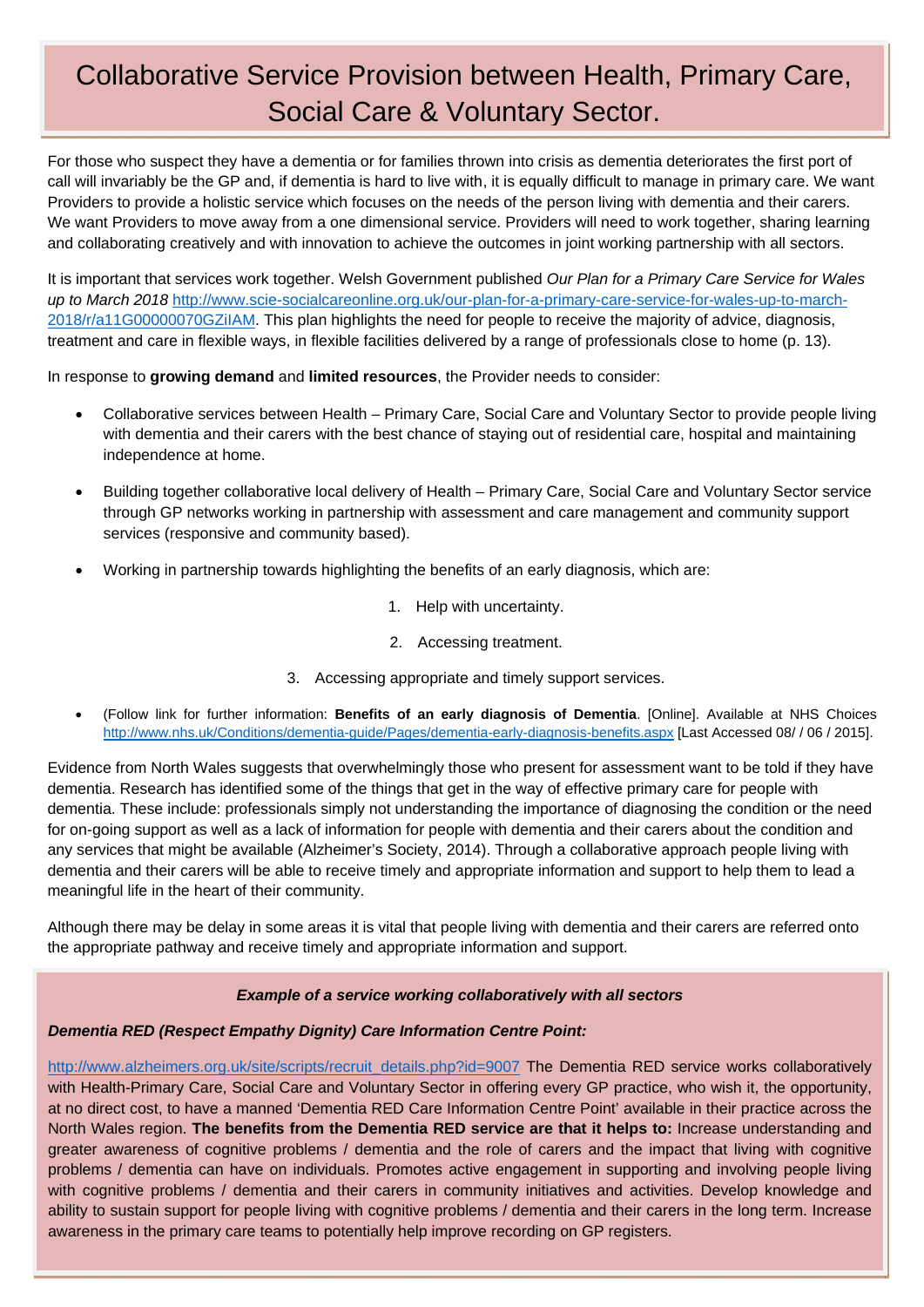# Collaborative Service Provision between Health, Primary Care, Social Care & Voluntary Sector.

For those who suspect they have a dementia or for families thrown into crisis as dementia deteriorates the first port of call will invariably be the GP and, if dementia is hard to live with, it is equally difficult to manage in primary care. We want Providers to provide a holistic service which focuses on the needs of the person living with dementia and their carers. We want Providers to move away from a one dimensional service. Providers will need to work together, sharing learning and collaborating creatively and with innovation to achieve the outcomes in joint working partnership with all sectors.

It is important that services work together. Welsh Government published *Our Plan for a Primary Care Service for Wales up to March 2018* http://www.scie-socialcareonline.org.uk/our-plan-for-a-primary-care-service-for-wales-up-to-march-2018/r/a11G00000070GZiIAM. This plan highlights the need for people to receive the majority of advice, diagnosis, treatment and care in flexible ways, in flexible facilities delivered by a range of professionals close to home (p. 13).

In response to **growing demand** and **limited resources**, the Provider needs to consider:

- Collaborative services between Health – Primary Care, Social Care and Voluntary Sector to provide people living with dementia and their carers with the best chance of staying out of residential care, hospital and maintaining independence at home.
- Building together collaborative local delivery of Health – Primary Care, Social Care and Voluntary Sector service through GP networks working in partnership with assessment and care management and community support services (responsive and community based).
- Working in partnership towards highlighting the benefits of an early diagnosis, which are:
  1. Help with uncertainty.
  2. Accessing treatment.
  3. Accessing appropriate and timely support services.
- (Follow link for further information: **Benefits of an early diagnosis of Dementia**. [Online]. Available at NHS Choices http://www.nhs.uk/Conditions/dementia-guide/Pages/dementia-early-diagnosis-benefits.aspx [Last Accessed 08/ / 06 / 2015].

Evidence from North Wales suggests that overwhelmingly those who present for assessment want to be told if they have dementia. Research has identified some of the things that get in the way of effective primary care for people with dementia. These include: professionals simply not understanding the importance of diagnosing the condition or the need for on-going support as well as a lack of information for people with dementia and their carers about the condition and any services that might be available (Alzheimer's Society, 2014). Through a collaborative approach people living with dementia and their carers will be able to receive timely and appropriate information and support to help them to lead a meaningful life in the heart of their community.

Although there may be delay in some areas it is vital that people living with dementia and their carers are referred onto the appropriate pathway and receive timely and appropriate information and support.

***Example of a service working collaboratively with all sectors***

***Dementia RED (Respect Empathy Dignity) Care Information Centre Point:***

http://www.alzheimers.org.uk/site/scripts/recruit_details.php?id=9007 The Dementia RED service works collaboratively with Health-Primary Care, Social Care and Voluntary Sector in offering every GP practice, who wish it, the opportunity, at no direct cost, to have a manned 'Dementia RED Care Information Centre Point' available in their practice across the North Wales region. **The benefits from the Dementia RED service are that it helps to:** Increase understanding and greater awareness of cognitive problems / dementia and the role of carers and the impact that living with cognitive problems / dementia can have on individuals. Promotes active engagement in supporting and involving people living with cognitive problems / dementia and their carers in community initiatives and activities. Develop knowledge and ability to sustain support for people living with cognitive problems / dementia and their carers in the long term. Increase awareness in the primary care teams to potentially help improve recording on GP registers.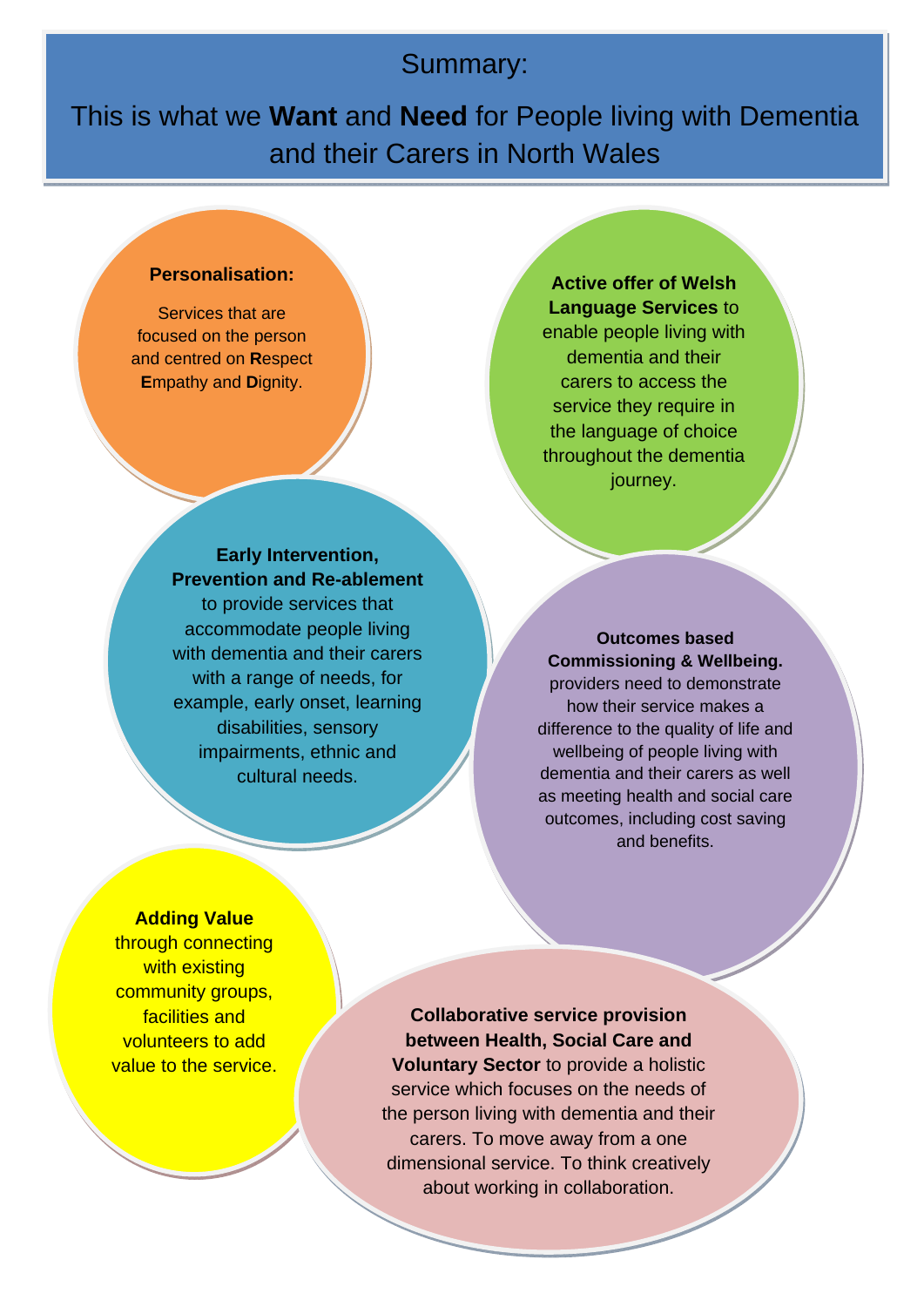# Summary:

## This is what we **Want** and **Need** for People living with Dementia and their Carers in North Wales

**Personalisation:**

Services that are focused on the person and centred on **R**espect **E**mpathy and **D**ignity.

**Active offer of Welsh Language Services** to enable people living with dementia and their carers to access the service they require in the language of choice throughout the dementia journey.

**Early Intervention, Prevention and Re-ablement** to provide services that accommodate people living with dementia and their carers with a range of needs, for example, early onset, learning disabilities, sensory impairments, ethnic and cultural needs.

**Outcomes based Commissioning & Wellbeing.** providers need to demonstrate how their service makes a difference to the quality of life and wellbeing of people living with dementia and their carers as well as meeting health and social care outcomes, including cost saving and benefits.

**Adding Value** through connecting with existing community groups, facilities and volunteers to add value to the service.

**Collaborative service provision between Health, Social Care and Voluntary Sector** to provide a holistic service which focuses on the needs of the person living with dementia and their carers. To move away from a one dimensional service. To think creatively about working in collaboration.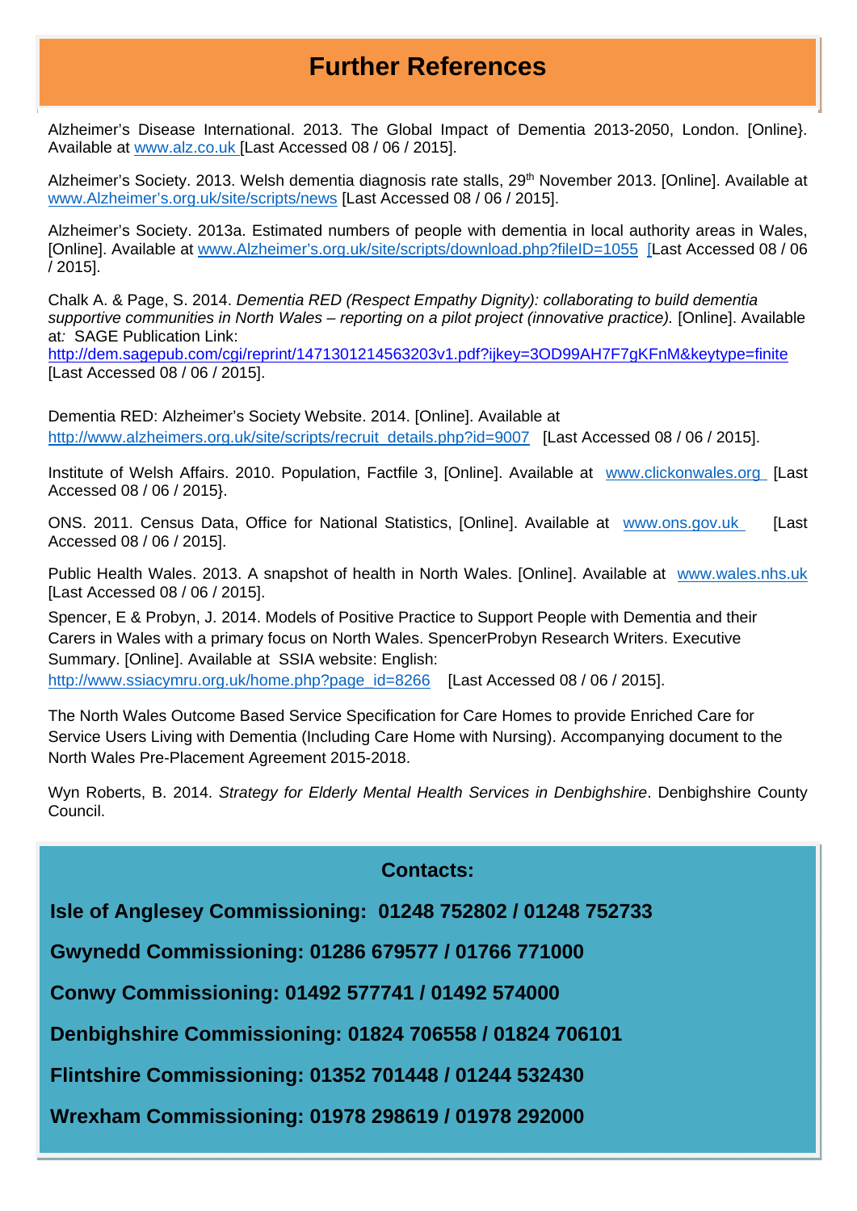# Further References

Alzheimer's Disease International. 2013. The Global Impact of Dementia 2013-2050, London. [Online}. Available at www.alz.co.uk [Last Accessed 08 / 06 / 2015].

Alzheimer's Society. 2013. Welsh dementia diagnosis rate stalls, 29th November 2013. [Online]. Available at www.Alzheimer's.org.uk/site/scripts/news [Last Accessed 08 / 06 / 2015].

Alzheimer's Society. 2013a. Estimated numbers of people with dementia in local authority areas in Wales, [Online]. Available at www.Alzheimer's.org.uk/site/scripts/download.php?fileID=1055 [Last Accessed 08 / 06 / 2015].

Chalk A. & Page, S. 2014. *Dementia RED (Respect Empathy Dignity): collaborating to build dementia supportive communities in North Wales – reporting on a pilot project (innovative practice).* [Online]. Available at: SAGE Publication Link: http://dem.sagepub.com/cgi/reprint/1471301214563203v1.pdf?ijkey=3OD99AH7F7gKFnM&keytype=finite [Last Accessed 08 / 06 / 2015].

Dementia RED: Alzheimer's Society Website. 2014. [Online]. Available at http://www.alzheimers.org.uk/site/scripts/recruit_details.php?id=9007 [Last Accessed 08 / 06 / 2015].

Institute of Welsh Affairs. 2010. Population, Factfile 3, [Online]. Available at www.clickonwales.org [Last Accessed 08 / 06 / 2015}.

ONS. 2011. Census Data, Office for National Statistics, [Online]. Available at www.ons.gov.uk [Last Accessed 08 / 06 / 2015].

Public Health Wales. 2013. A snapshot of health in North Wales. [Online]. Available at www.wales.nhs.uk [Last Accessed 08 / 06 / 2015].

Spencer, E & Probyn, J. 2014. Models of Positive Practice to Support People with Dementia and their Carers in Wales with a primary focus on North Wales. SpencerProbyn Research Writers. Executive Summary. [Online]. Available at SSIA website: English: http://www.ssiacymru.org.uk/home.php?page_id=8266 [Last Accessed 08 / 06 / 2015].

The North Wales Outcome Based Service Specification for Care Homes to provide Enriched Care for Service Users Living with Dementia (Including Care Home with Nursing). Accompanying document to the North Wales Pre-Placement Agreement 2015-2018.

Wyn Roberts, B. 2014. *Strategy for Elderly Mental Health Services in Denbighshire*. Denbighshire County Council.

**Contacts:**

**Isle of Anglesey Commissioning: 01248 752802 / 01248 752733**

**Gwynedd Commissioning: 01286 679577 / 01766 771000**

**Conwy Commissioning: 01492 577741 / 01492 574000**

**Denbighshire Commissioning: 01824 706558 / 01824 706101**

**Flintshire Commissioning: 01352 701448 / 01244 532430**

**Wrexham Commissioning: 01978 298619 / 01978 292000**